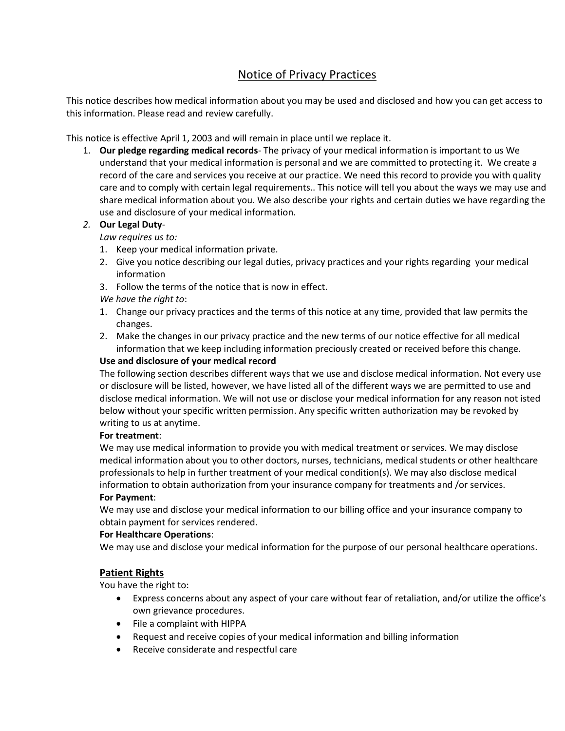# Notice of Privacy Practices

This notice describes how medical information about you may be used and disclosed and how you can get access to this information. Please read and review carefully.

This notice is effective April 1, 2003 and will remain in place until we replace it.

1. **Our pledge regarding medical records**- The privacy of your medical information is important to us We understand that your medical information is personal and we are committed to protecting it. We create a record of the care and services you receive at our practice. We need this record to provide you with quality care and to comply with certain legal requirements.. This notice will tell you about the ways we may use and share medical information about you. We also describe your rights and certain duties we have regarding the use and disclosure of your medical information.
2. **Our Legal Duty**-

   *Law requires us to:*
   1. Keep your medical information private.
   2. Give you notice describing our legal duties, privacy practices and your rights regarding your medical information
   3. Follow the terms of the notice that is now in effect.

   *We have the right to*:
   1. Change our privacy practices and the terms of this notice at any time, provided that law permits the changes.
   2. Make the changes in our privacy practice and the new terms of our notice effective for all medical information that we keep including information preciously created or received before this change.

   **Use and disclosure of your medical record**

   The following section describes different ways that we use and disclose medical information. Not every use or disclosure will be listed, however, we have listed all of the different ways we are permitted to use and disclose medical information. We will not use or disclose your medical information for any reason not isted below without your specific written permission. Any specific written authorization may be revoked by writing to us at anytime.

   **For treatment**:

   We may use medical information to provide you with medical treatment or services. We may disclose medical information about you to other doctors, nurses, technicians, medical students or other healthcare professionals to help in further treatment of your medical condition(s). We may also disclose medical information to obtain authorization from your insurance company for treatments and /or services.

   **For Payment**:

   We may use and disclose your medical information to our billing office and your insurance company to obtain payment for services rendered.

   **For Healthcare Operations**:

   We may use and disclose your medical information for the purpose of our personal healthcare operations.

## Patient Rights

You have the right to:

- Express concerns about any aspect of your care without fear of retaliation, and/or utilize the office's own grievance procedures.
- File a complaint with HIPPA
- Request and receive copies of your medical information and billing information
- Receive considerate and respectful care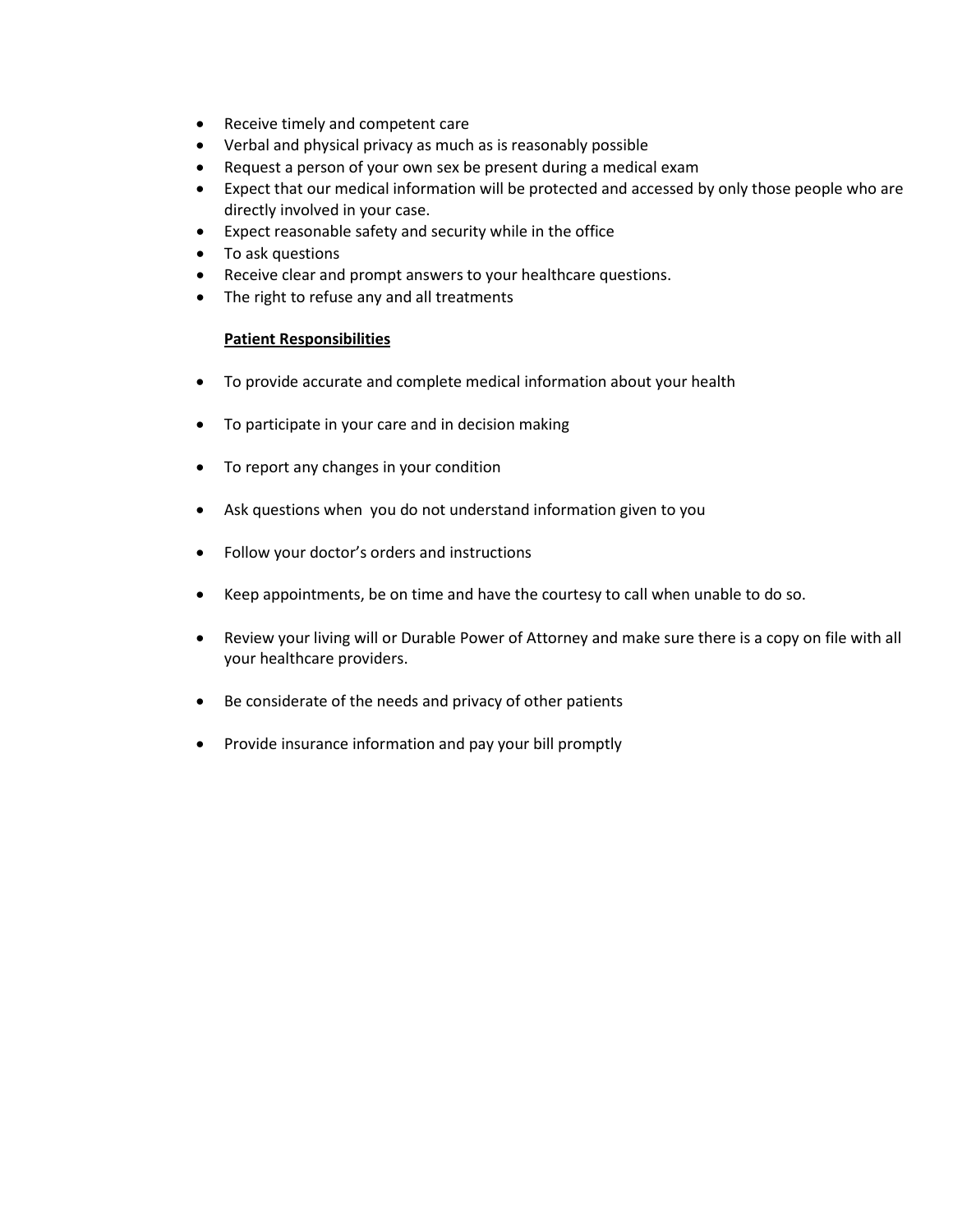- Receive timely and competent care
- Verbal and physical privacy as much as is reasonably possible
- Request a person of your own sex be present during a medical exam
- Expect that our medical information will be protected and accessed by only those people who are directly involved in your case.
- Expect reasonable safety and security while in the office
- To ask questions
- Receive clear and prompt answers to your healthcare questions.
- The right to refuse any and all treatments

**Patient Responsibilities**

- To provide accurate and complete medical information about your health
- To participate in your care and in decision making
- To report any changes in your condition
- Ask questions when you do not understand information given to you
- Follow your doctor's orders and instructions
- Keep appointments, be on time and have the courtesy to call when unable to do so.
- Review your living will or Durable Power of Attorney and make sure there is a copy on file with all your healthcare providers.
- Be considerate of the needs and privacy of other patients
- Provide insurance information and pay your bill promptly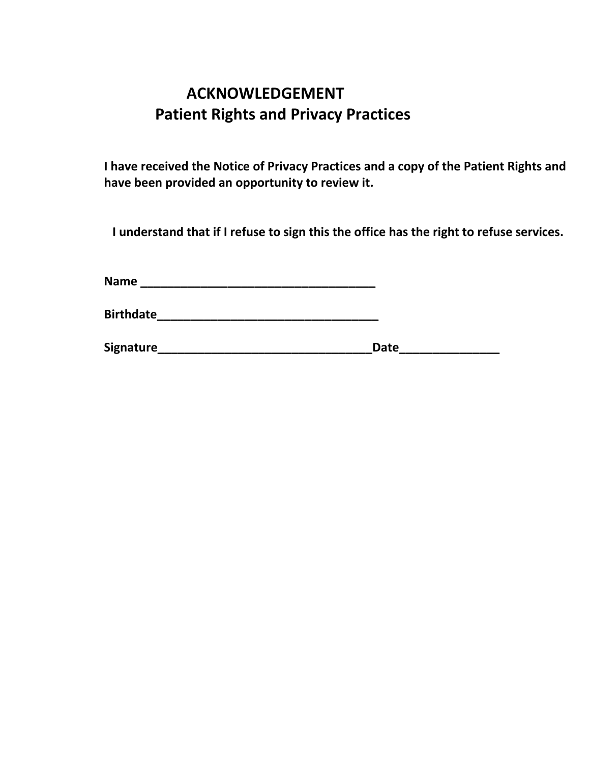# ACKNOWLEDGEMENT
## Patient Rights and Privacy Practices

**I have received the Notice of Privacy Practices and a copy of the Patient Rights and have been provided an opportunity to review it.**

**I understand that if I refuse to sign this the office has the right to refuse services.**

**Name ____________________________________**

**Birthdate__________________________________**

**Signature________________________________Date_______________**